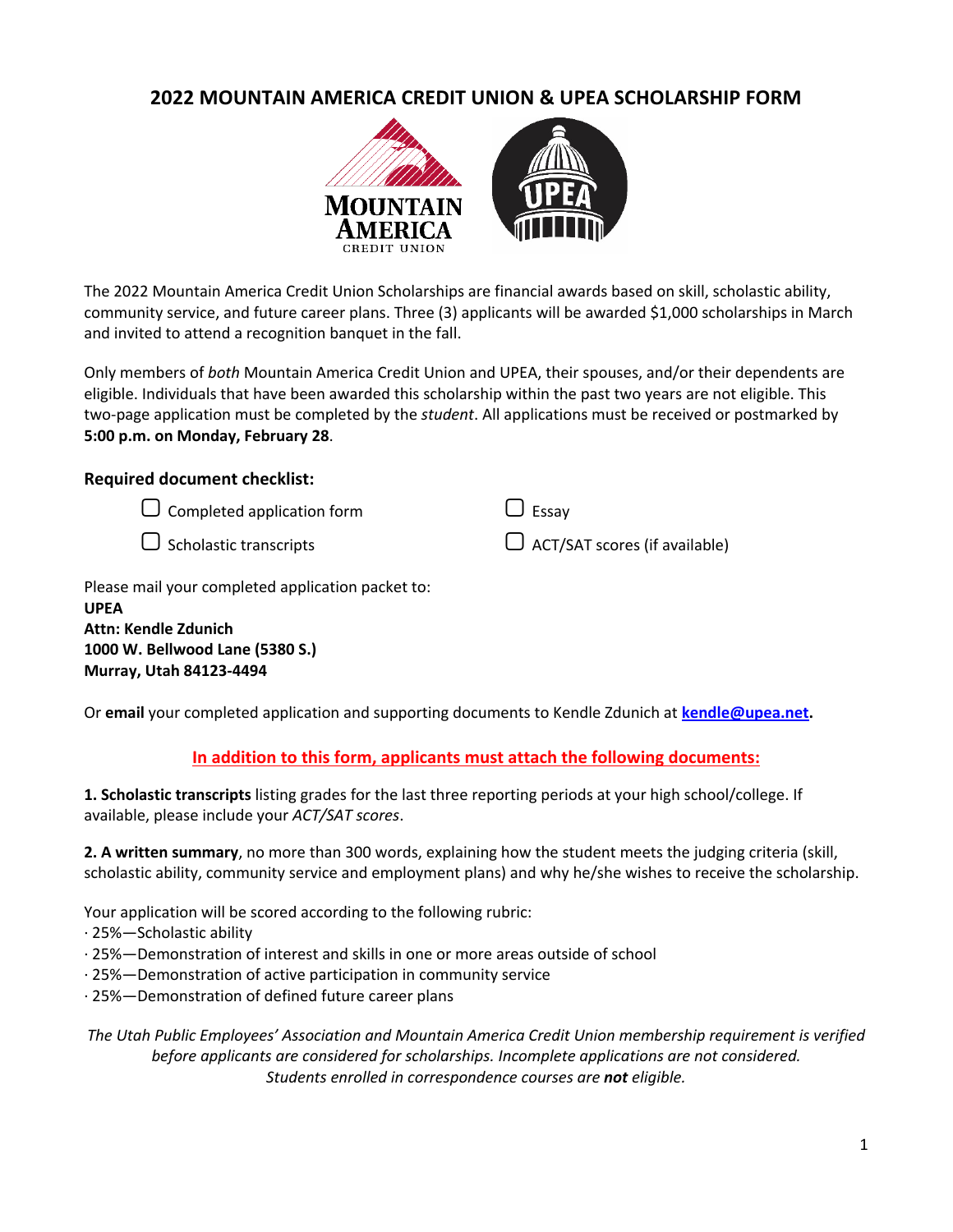# 2022 MOUNTAIN AMERICA CREDIT UNION & UPEA SCHOLARSHIP FORM

The 2022 Mountain America Credit Union Scholarships are financial awards based on skill, scholastic ability, community service, and future career plans. Three (3) applicants will be awarded $1,000 scholarships in March and invited to attend a recognition banquet in the fall.

Only members of *both* Mountain America Credit Union and UPEA, their spouses, and/or their dependents are eligible. Individuals that have been awarded this scholarship within the past two years are not eligible. This two-page application must be completed by the *student*. All applications must be received or postmarked by **5:00 p.m. on Monday, February 28**.

### Required document checklist:

- ☐ Completed application form
- ☐ Essay
- ☐ Scholastic transcripts
- ☐ ACT/SAT scores (if available)

Please mail your completed application packet to:
**UPEA**
**Attn: Kendle Zdunich**
**1000 W. Bellwood Lane (5380 S.)**
**Murray, Utah 84123-4494**

Or **email** your completed application and supporting documents to Kendle Zdunich at **kendle@upea.net.**

**In addition to this form, applicants must attach the following documents:**

**1. Scholastic transcripts** listing grades for the last three reporting periods at your high school/college. If available, please include your *ACT/SAT scores*.

**2. A written summary**, no more than 300 words, explaining how the student meets the judging criteria (skill, scholastic ability, community service and employment plans) and why he/she wishes to receive the scholarship.

Your application will be scored according to the following rubric:
- 25%—Scholastic ability
- 25%—Demonstration of interest and skills in one or more areas outside of school
- 25%—Demonstration of active participation in community service
- 25%—Demonstration of defined future career plans

*The Utah Public Employees' Association and Mountain America Credit Union membership requirement is verified before applicants are considered for scholarships. Incomplete applications are not considered.*
*Students enrolled in correspondence courses are **not** eligible.*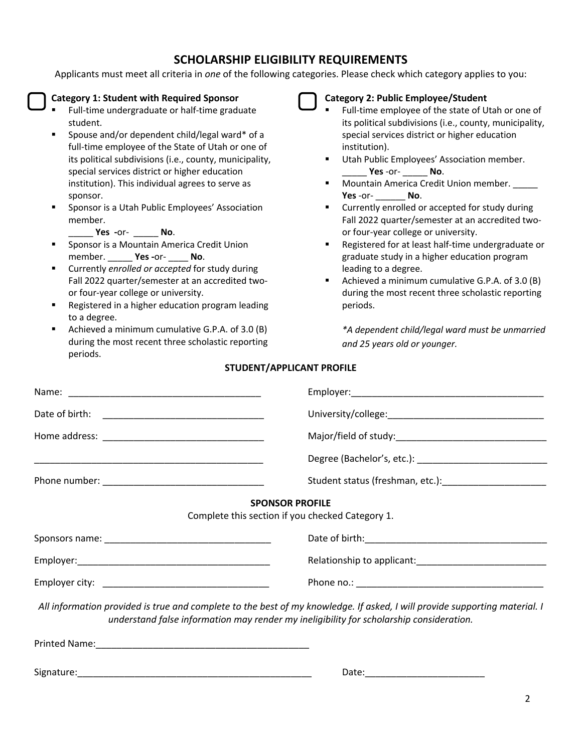## SCHOLARSHIP ELIGIBILITY REQUIREMENTS

Applicants must meet all criteria in *one* of the following categories. Please check which category applies to you:

☐ **Category 1: Student with Required Sponsor**

- Full-time undergraduate or half-time graduate student.
- Spouse and/or dependent child/legal ward* of a full-time employee of the State of Utah or one of its political subdivisions (i.e., county, municipality, special services district or higher education institution). This individual agrees to serve as sponsor.
- Sponsor is a Utah Public Employees' Association member. _____ **Yes** -or- _____ **No**.
- Sponsor is a Mountain America Credit Union member. _____ **Yes** -or- ____ **No**.
- Currently *enrolled or accepted* for study during Fall 2022 quarter/semester at an accredited two- or four-year college or university.
- Registered in a higher education program leading to a degree.
- Achieved a minimum cumulative G.P.A. of 3.0 (B) during the most recent three scholastic reporting periods.

☐ **Category 2: Public Employee/Student**

- Full-time employee of the state of Utah or one of its political subdivisions (i.e., county, municipality, special services district or higher education institution).
- Utah Public Employees' Association member. _____ **Yes** -or- _____ **No**.
- Mountain America Credit Union member. _____ **Yes** -or- ______ **No**.
- Currently enrolled or accepted for study during Fall 2022 quarter/semester at an accredited two- or four-year college or university.
- Registered for at least half-time undergraduate or graduate study in a higher education program leading to a degree.
- Achieved a minimum cumulative G.P.A. of 3.0 (B) during the most recent three scholastic reporting periods.

*\*A dependent child/legal ward must be unmarried and 25 years old or younger.*

### STUDENT/APPLICANT PROFILE

Name: ____________________________________

Date of birth: ______________________________

Home address: _____________________________

___________________________________________

Phone number: _____________________________

Employer:____________________________________

University/college:______________________________

Major/field of study:_____________________________

Degree (Bachelor's, etc.): _________________________

Student status (freshman, etc.):____________________

### SPONSOR PROFILE

Complete this section if you checked Category 1.

Sponsors name: ______________________________

Employer:___________________________________

Employer city: ______________________________

Date of birth:___________________________________

Relationship to applicant:_________________________

Phone no.: ____________________________________

*All information provided is true and complete to the best of my knowledge. If asked, I will provide supporting material. I understand false information may render my ineligibility for scholarship consideration.*

Printed Name:________________________________________

Signature:____________________________________________ Date:______________________